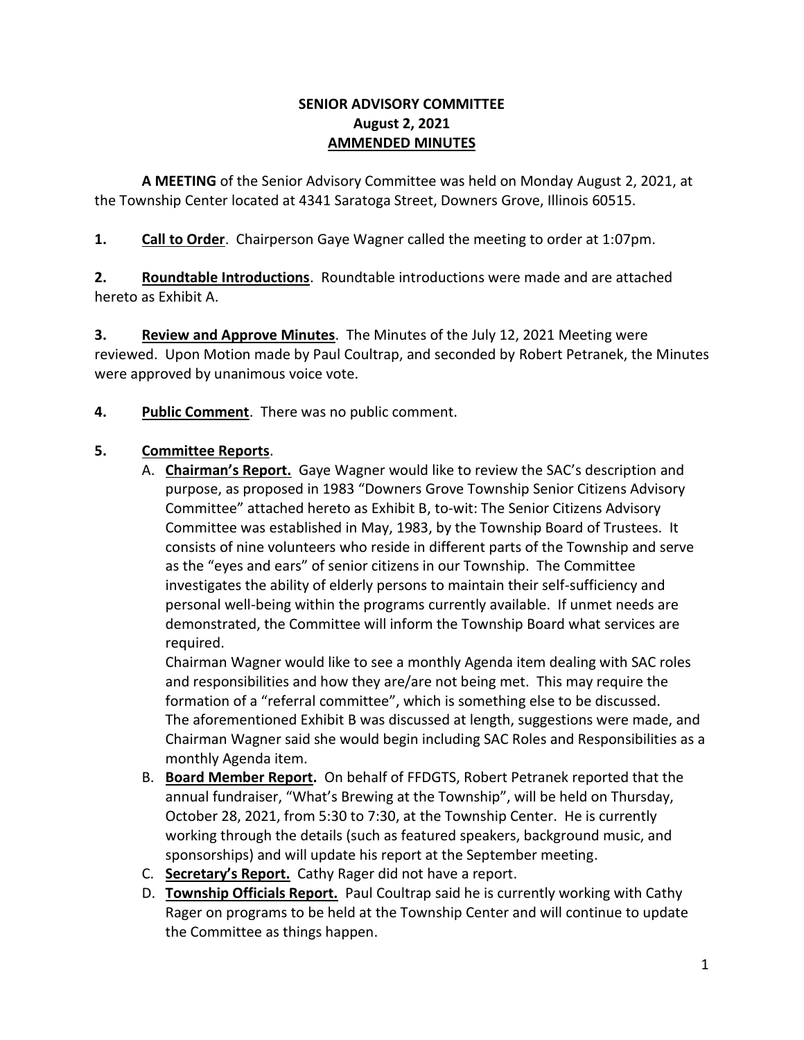**SENIOR ADVISORY COMMITTEE**
**August 2, 2021**
**AMMENDED MINUTES**

**A MEETING** of the Senior Advisory Committee was held on Monday August 2, 2021, at the Township Center located at 4341 Saratoga Street, Downers Grove, Illinois 60515.

**1. Call to Order**. Chairperson Gaye Wagner called the meeting to order at 1:07pm.

**2. Roundtable Introductions**. Roundtable introductions were made and are attached hereto as Exhibit A.

**3. Review and Approve Minutes**. The Minutes of the July 12, 2021 Meeting were reviewed. Upon Motion made by Paul Coultrap, and seconded by Robert Petranek, the Minutes were approved by unanimous voice vote.

**4. Public Comment**. There was no public comment.

**5. Committee Reports**.

A. **Chairman's Report.** Gaye Wagner would like to review the SAC's description and purpose, as proposed in 1983 "Downers Grove Township Senior Citizens Advisory Committee" attached hereto as Exhibit B, to-wit: The Senior Citizens Advisory Committee was established in May, 1983, by the Township Board of Trustees. It consists of nine volunteers who reside in different parts of the Township and serve as the "eyes and ears" of senior citizens in our Township. The Committee investigates the ability of elderly persons to maintain their self-sufficiency and personal well-being within the programs currently available. If unmet needs are demonstrated, the Committee will inform the Township Board what services are required.
Chairman Wagner would like to see a monthly Agenda item dealing with SAC roles and responsibilities and how they are/are not being met. This may require the formation of a "referral committee", which is something else to be discussed.
The aforementioned Exhibit B was discussed at length, suggestions were made, and Chairman Wagner said she would begin including SAC Roles and Responsibilities as a monthly Agenda item.

B. **Board Member Report.** On behalf of FFDGTS, Robert Petranek reported that the annual fundraiser, "What's Brewing at the Township", will be held on Thursday, October 28, 2021, from 5:30 to 7:30, at the Township Center. He is currently working through the details (such as featured speakers, background music, and sponsorships) and will update his report at the September meeting.

C. **Secretary's Report.** Cathy Rager did not have a report.

D. **Township Officials Report.** Paul Coultrap said he is currently working with Cathy Rager on programs to be held at the Township Center and will continue to update the Committee as things happen.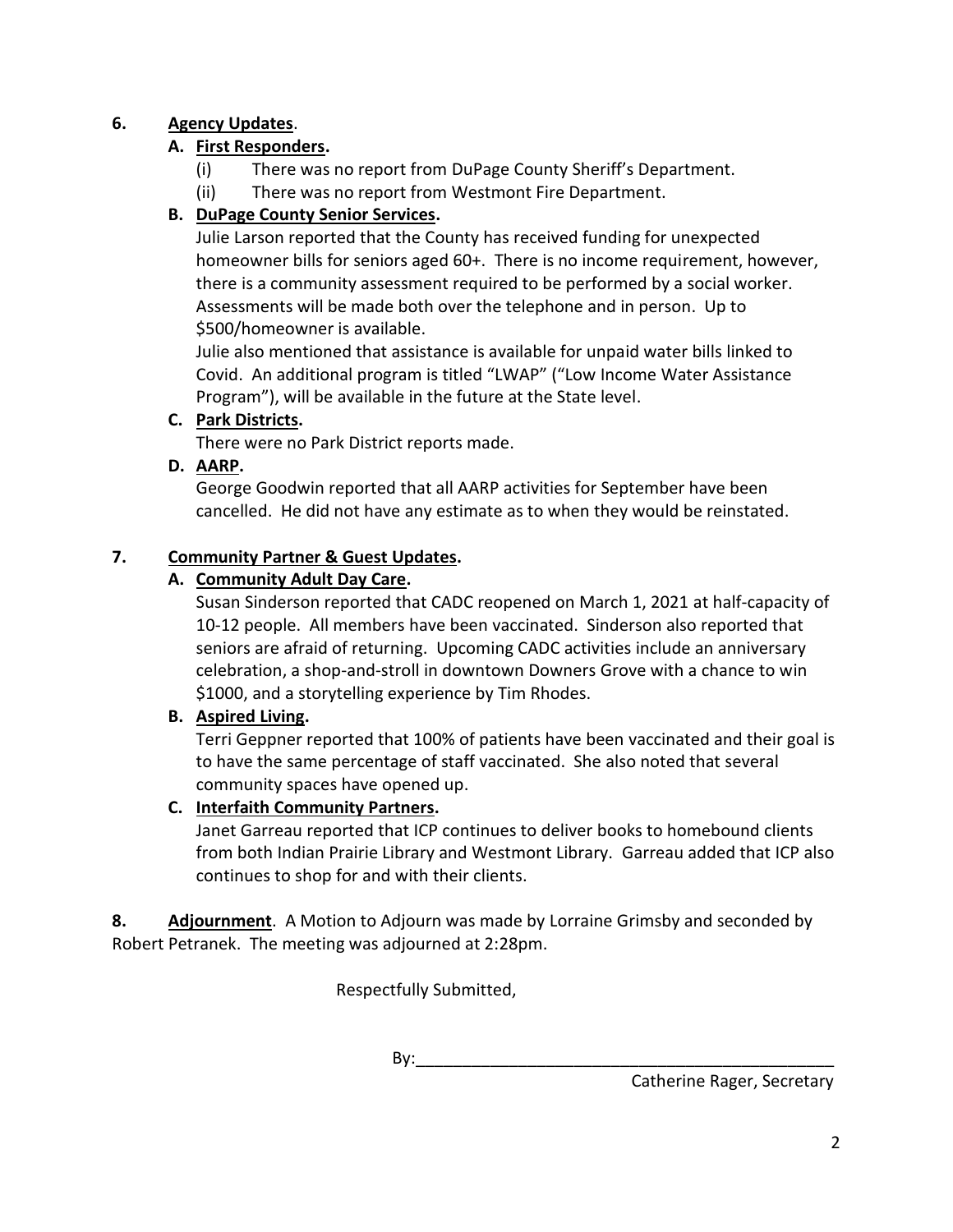**6.** **Agency Updates**.

**A. First Responders.**

(i) There was no report from DuPage County Sheriff's Department.

(ii) There was no report from Westmont Fire Department.

**B. DuPage County Senior Services.**

Julie Larson reported that the County has received funding for unexpected homeowner bills for seniors aged 60+. There is no income requirement, however, there is a community assessment required to be performed by a social worker. Assessments will be made both over the telephone and in person. Up to $500/homeowner is available.

Julie also mentioned that assistance is available for unpaid water bills linked to Covid. An additional program is titled "LWAP" ("Low Income Water Assistance Program"), will be available in the future at the State level.

**C. Park Districts.**

There were no Park District reports made.

**D. AARP.**

George Goodwin reported that all AARP activities for September have been cancelled. He did not have any estimate as to when they would be reinstated.

**7.** **Community Partner & Guest Updates.**

**A. Community Adult Day Care.**

Susan Sinderson reported that CADC reopened on March 1, 2021 at half-capacity of 10-12 people. All members have been vaccinated. Sinderson also reported that seniors are afraid of returning. Upcoming CADC activities include an anniversary celebration, a shop-and-stroll in downtown Downers Grove with a chance to win $1000, and a storytelling experience by Tim Rhodes.

**B. Aspired Living.**

Terri Geppner reported that 100% of patients have been vaccinated and their goal is to have the same percentage of staff vaccinated. She also noted that several community spaces have opened up.

**C. Interfaith Community Partners.**

Janet Garreau reported that ICP continues to deliver books to homebound clients from both Indian Prairie Library and Westmont Library. Garreau added that ICP also continues to shop for and with their clients.

**8.** **Adjournment**. A Motion to Adjourn was made by Lorraine Grimsby and seconded by Robert Petranek. The meeting was adjourned at 2:28pm.

Respectfully Submitted,

By:_______________________________________________

Catherine Rager, Secretary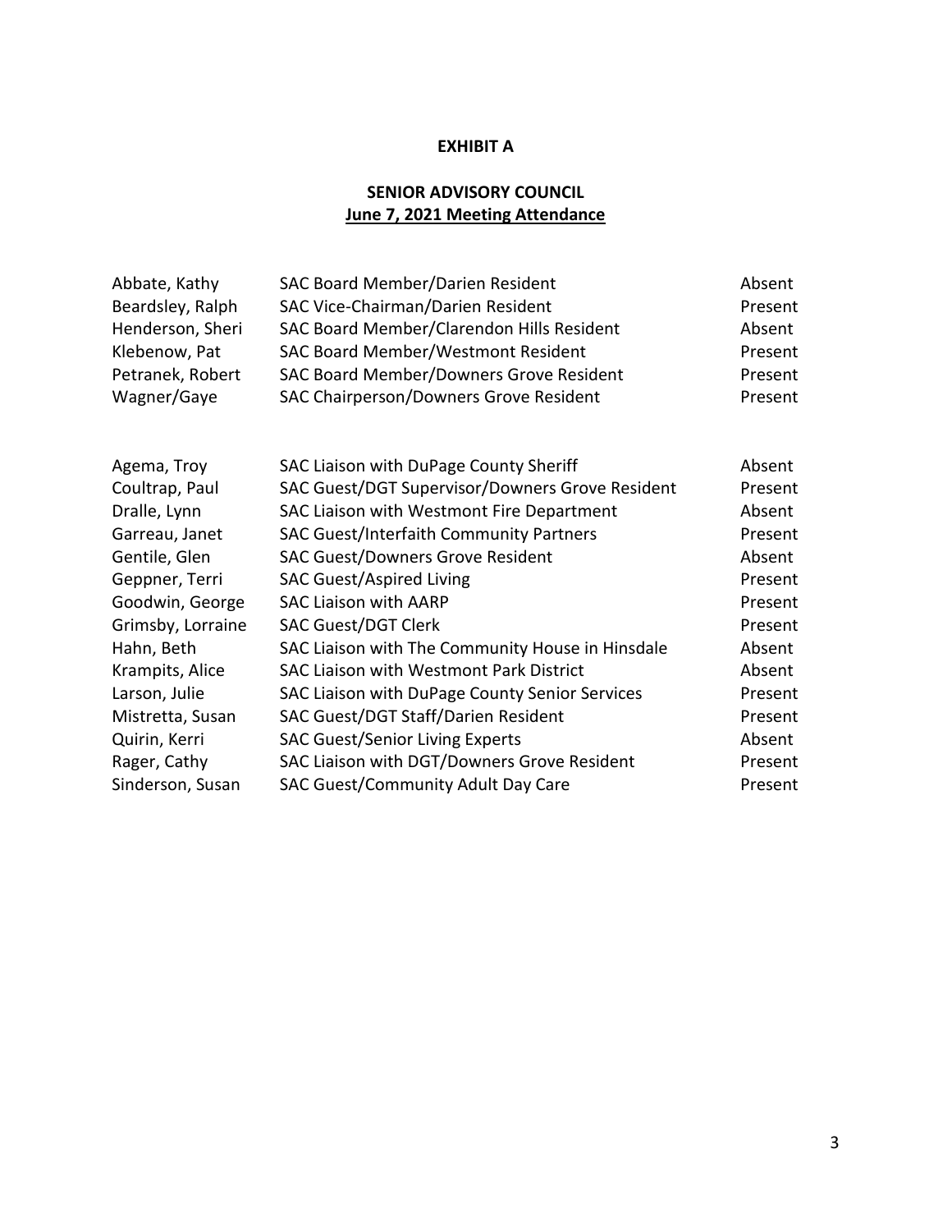**EXHIBIT A**

**SENIOR ADVISORY COUNCIL**
**June 7, 2021 Meeting Attendance**

| | | |
|---|---|---|
| Abbate, Kathy | SAC Board Member/Darien Resident | Absent |
| Beardsley, Ralph | SAC Vice-Chairman/Darien Resident | Present |
| Henderson, Sheri | SAC Board Member/Clarendon Hills Resident | Absent |
| Klebenow, Pat | SAC Board Member/Westmont Resident | Present |
| Petranek, Robert | SAC Board Member/Downers Grove Resident | Present |
| Wagner/Gaye | SAC Chairperson/Downers Grove Resident | Present |

| | | |
|---|---|---|
| Agema, Troy | SAC Liaison with DuPage County Sheriff | Absent |
| Coultrap, Paul | SAC Guest/DGT Supervisor/Downers Grove Resident | Present |
| Dralle, Lynn | SAC Liaison with Westmont Fire Department | Absent |
| Garreau, Janet | SAC Guest/Interfaith Community Partners | Present |
| Gentile, Glen | SAC Guest/Downers Grove Resident | Absent |
| Geppner, Terri | SAC Guest/Aspired Living | Present |
| Goodwin, George | SAC Liaison with AARP | Present |
| Grimsby, Lorraine | SAC Guest/DGT Clerk | Present |
| Hahn, Beth | SAC Liaison with The Community House in Hinsdale | Absent |
| Krampits, Alice | SAC Liaison with Westmont Park District | Absent |
| Larson, Julie | SAC Liaison with DuPage County Senior Services | Present |
| Mistretta, Susan | SAC Guest/DGT Staff/Darien Resident | Present |
| Quirin, Kerri | SAC Guest/Senior Living Experts | Absent |
| Rager, Cathy | SAC Liaison with DGT/Downers Grove Resident | Present |
| Sinderson, Susan | SAC Guest/Community Adult Day Care | Present |